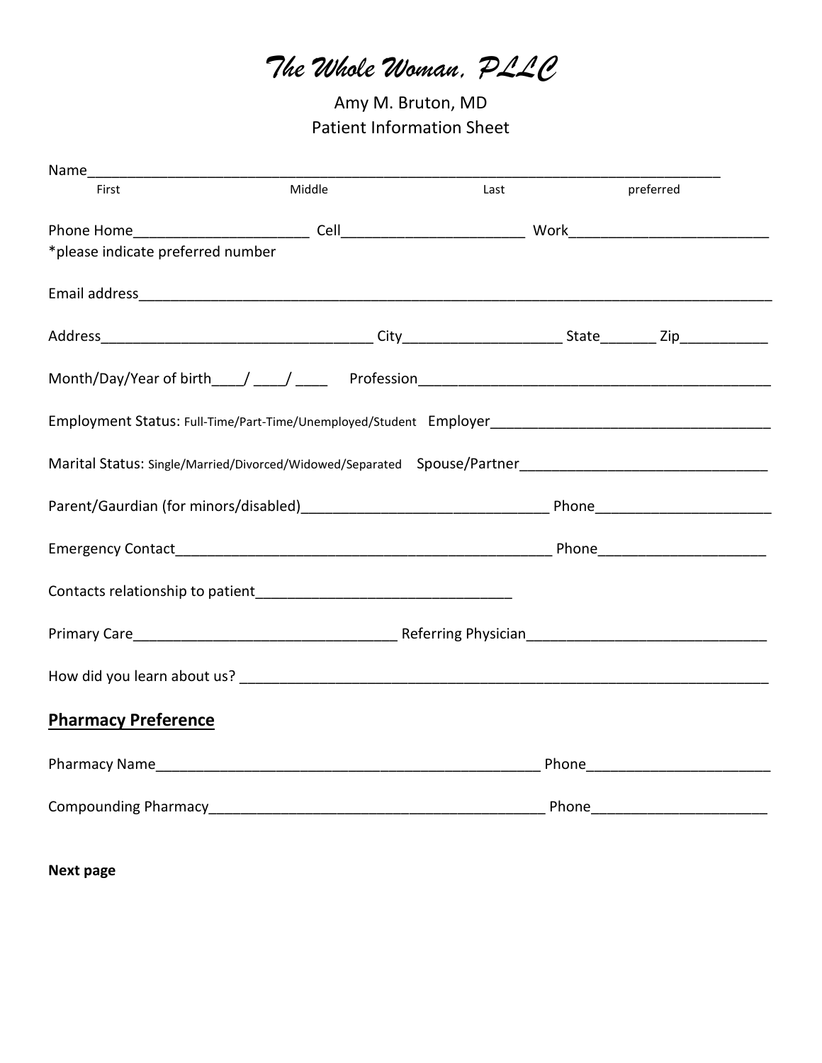# *The Whole Woman, PLLC*

Amy M. Bruton, MD

Patient Information Sheet

Name_______________________________________________________________________________
First Middle Last preferred

Phone Home______________________ Cell_______________________ Work_________________________
*please indicate preferred number

Email address_______________________________________________________________________________

Address__________________________________ City___________________ State_______ Zip___________

Month/Day/Year of birth____/ ____/ ____ Profession____________________________________________

Employment Status: Full-Time/Part-Time/Unemployed/Student Employer___________________________________

Marital Status: Single/Married/Divorced/Widowed/Separated Spouse/Partner______________________________

Parent/Gaurdian (for minors/disabled)______________________________ Phone______________________

Emergency Contact_______________________________________________ Phone_____________________

Contacts relationship to patient________________________________

Primary Care_________________________________ Referring Physician_____________________________

How did you learn about us? ____________________________________________________________

## Pharmacy Preference

Pharmacy Name_________________________________________________ Phone_______________________

Compounding Pharmacy_________________________________________ Phone_____________________

**Next page**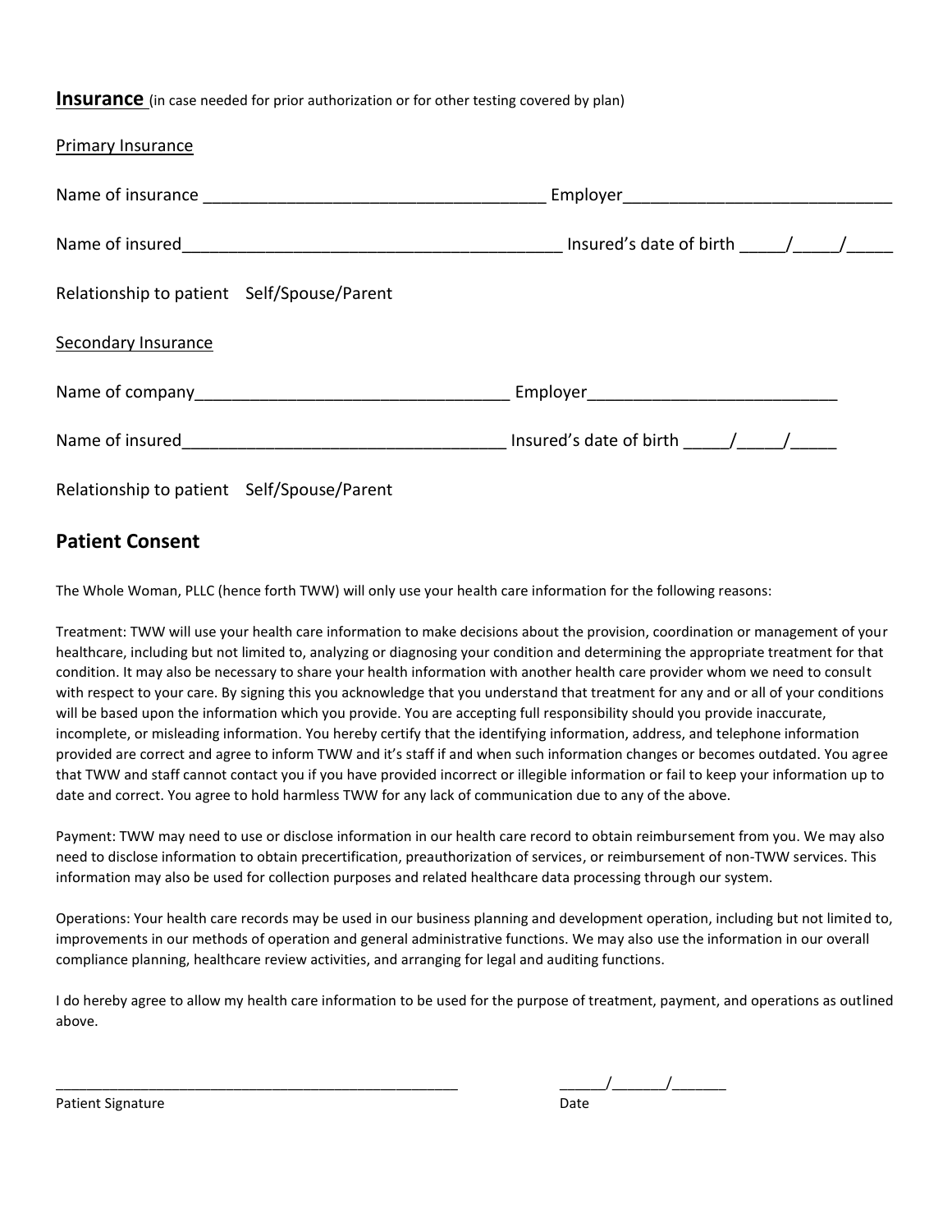**Insurance** (in case needed for prior authorization or for other testing covered by plan)

Primary Insurance

Name of insurance _____________________________________ Employer____________________________

Name of insured_________________________________________ Insured's date of birth _____/_____/_____

Relationship to patient Self/Spouse/Parent

Secondary Insurance

Name of company__________________________________ Employer__________________________

Name of insured__________________________________ Insured's date of birth _____/_____/_____

Relationship to patient Self/Spouse/Parent

## Patient Consent

The Whole Woman, PLLC (hence forth TWW) will only use your health care information for the following reasons:

Treatment: TWW will use your health care information to make decisions about the provision, coordination or management of your healthcare, including but not limited to, analyzing or diagnosing your condition and determining the appropriate treatment for that condition. It may also be necessary to share your health information with another health care provider whom we need to consult with respect to your care. By signing this you acknowledge that you understand that treatment for any and or all of your conditions will be based upon the information which you provide. You are accepting full responsibility should you provide inaccurate, incomplete, or misleading information. You hereby certify that the identifying information, address, and telephone information provided are correct and agree to inform TWW and it's staff if and when such information changes or becomes outdated. You agree that TWW and staff cannot contact you if you have provided incorrect or illegible information or fail to keep your information up to date and correct. You agree to hold harmless TWW for any lack of communication due to any of the above.

Payment: TWW may need to use or disclose information in our health care record to obtain reimbursement from you. We may also need to disclose information to obtain precertification, preauthorization of services, or reimbursement of non-TWW services. This information may also be used for collection purposes and related healthcare data processing through our system.

Operations: Your health care records may be used in our business planning and development operation, including but not limited to, improvements in our methods of operation and general administrative functions. We may also use the information in our overall compliance planning, healthcare review activities, and arranging for legal and auditing functions.

I do hereby agree to allow my health care information to be used for the purpose of treatment, payment, and operations as outlined above.

_________________________________________________ ______/_______/_______

Patient Signature Date